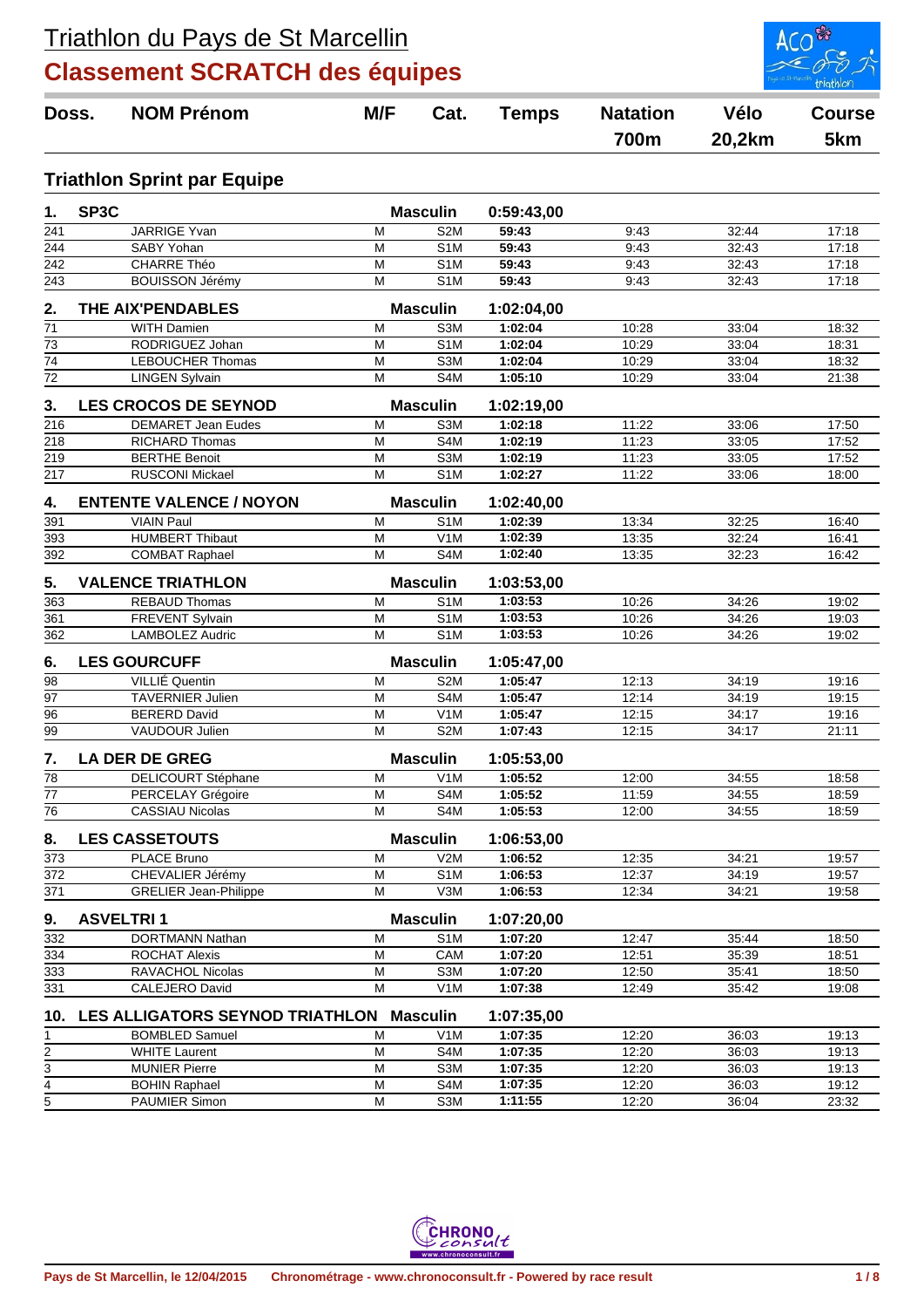# Triathlon du Pays de St Marcellin

## Classement SCRATCH des équipes

### Triathlon Sprint par Equipe

| Doss. | NOM Prénom | M/F | Cat. | Temps | Natation 700m | Vélo 20,2km | Course 5km |
|---|---|---|---|---|---|---|---|
| **1.** | **SP3C** | | **Masculin** | **0:59:43,00** | | | |
| 241 | JARRIGE Yvan | M | S2M | **59:43** | 9:43 | 32:44 | 17:18 |
| 244 | SABY Yohan | M | S1M | **59:43** | 9:43 | 32:43 | 17:18 |
| 242 | CHARRE Théo | M | S1M | **59:43** | 9:43 | 32:43 | 17:18 |
| 243 | BOUISSON Jérémy | M | S1M | **59:43** | 9:43 | 32:43 | 17:18 |
| **2.** | **THE AIX'PENDABLES** | | **Masculin** | **1:02:04,00** | | | |
| 71 | WITH Damien | M | S3M | **1:02:04** | 10:28 | 33:04 | 18:32 |
| 73 | RODRIGUEZ Johan | M | S1M | **1:02:04** | 10:29 | 33:04 | 18:31 |
| 74 | LEBOUCHER Thomas | M | S3M | **1:02:04** | 10:29 | 33:04 | 18:32 |
| 72 | LINGEN Sylvain | M | S4M | **1:05:10** | 10:29 | 33:04 | 21:38 |
| **3.** | **LES CROCOS DE SEYNOD** | | **Masculin** | **1:02:19,00** | | | |
| 216 | DEMARET Jean Eudes | M | S3M | **1:02:18** | 11:22 | 33:06 | 17:50 |
| 218 | RICHARD Thomas | M | S4M | **1:02:19** | 11:23 | 33:05 | 17:52 |
| 219 | BERTHE Benoit | M | S3M | **1:02:19** | 11:23 | 33:05 | 17:52 |
| 217 | RUSCONI Mickael | M | S1M | **1:02:27** | 11:22 | 33:06 | 18:00 |
| **4.** | **ENTENTE VALENCE / NOYON** | | **Masculin** | **1:02:40,00** | | | |
| 391 | VIAIN Paul | M | S1M | **1:02:39** | 13:34 | 32:25 | 16:40 |
| 393 | HUMBERT Thibaut | M | V1M | **1:02:39** | 13:35 | 32:24 | 16:41 |
| 392 | COMBAT Raphael | M | S4M | **1:02:40** | 13:35 | 32:23 | 16:42 |
| **5.** | **VALENCE TRIATHLON** | | **Masculin** | **1:03:53,00** | | | |
| 363 | REBAUD Thomas | M | S1M | **1:03:53** | 10:26 | 34:26 | 19:02 |
| 361 | FREVENT Sylvain | M | S1M | **1:03:53** | 10:26 | 34:26 | 19:03 |
| 362 | LAMBOLEZ Audric | M | S1M | **1:03:53** | 10:26 | 34:26 | 19:02 |
| **6.** | **LES GOURCUFF** | | **Masculin** | **1:05:47,00** | | | |
| 98 | VILLIÉ Quentin | M | S2M | **1:05:47** | 12:13 | 34:19 | 19:16 |
| 97 | TAVERNIER Julien | M | S4M | **1:05:47** | 12:14 | 34:19 | 19:15 |
| 96 | BERERD David | M | V1M | **1:05:47** | 12:15 | 34:17 | 19:16 |
| 99 | VAUDOUR Julien | M | S2M | **1:07:43** | 12:15 | 34:17 | 21:11 |
| **7.** | **LA DER DE GREG** | | **Masculin** | **1:05:53,00** | | | |
| 78 | DELICOURT Stéphane | M | V1M | **1:05:52** | 12:00 | 34:55 | 18:58 |
| 77 | PERCELAY Grégoire | M | S4M | **1:05:52** | 11:59 | 34:55 | 18:59 |
| 76 | CASSIAU Nicolas | M | S4M | **1:05:53** | 12:00 | 34:55 | 18:59 |
| **8.** | **LES CASSETOUTS** | | **Masculin** | **1:06:53,00** | | | |
| 373 | PLACE Bruno | M | V2M | **1:06:52** | 12:35 | 34:21 | 19:57 |
| 372 | CHEVALIER Jérémy | M | S1M | **1:06:53** | 12:37 | 34:19 | 19:57 |
| 371 | GRELIER Jean-Philippe | M | V3M | **1:06:53** | 12:34 | 34:21 | 19:58 |
| **9.** | **ASVELTRI 1** | | **Masculin** | **1:07:20,00** | | | |
| 332 | DORTMANN Nathan | M | S1M | **1:07:20** | 12:47 | 35:44 | 18:50 |
| 334 | ROCHAT Alexis | M | CAM | **1:07:20** | 12:51 | 35:39 | 18:51 |
| 333 | RAVACHOL Nicolas | M | S3M | **1:07:20** | 12:50 | 35:41 | 18:50 |
| 331 | CALEJERO David | M | V1M | **1:07:38** | 12:49 | 35:42 | 19:08 |
| **10.** | **LES ALLIGATORS SEYNOD TRIATHLON** | | **Masculin** | **1:07:35,00** | | | |
| 1 | BOMBLED Samuel | M | V1M | **1:07:35** | 12:20 | 36:03 | 19:13 |
| 2 | WHITE Laurent | M | S4M | **1:07:35** | 12:20 | 36:03 | 19:13 |
| 3 | MUNIER Pierre | M | S3M | **1:07:35** | 12:20 | 36:03 | 19:13 |
| 4 | BOHIN Raphael | M | S4M | **1:07:35** | 12:20 | 36:03 | 19:12 |
| 5 | PAUMIER Simon | M | S3M | **1:11:55** | 12:20 | 36:04 | 23:32 |

Pays de St Marcellin, le 12/04/2015 — Chronométrage - www.chronoconsult.fr - Powered by race result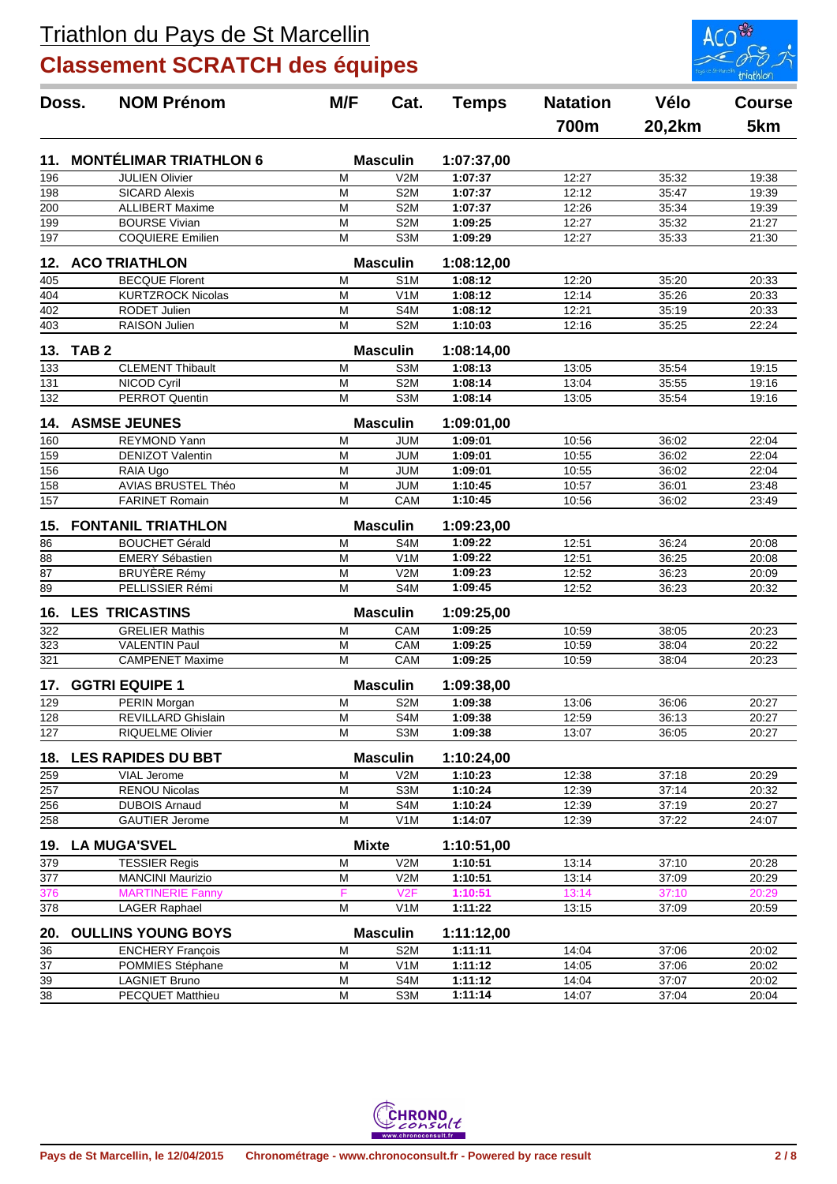# Triathlon du Pays de St Marcellin

## Classement SCRATCH des équipes

| Doss. | NOM Prénom | M/F | Cat. | Temps | Natation 700m | Vélo 20,2km | Course 5km |
|---|---|---|---|---|---|---|---|
| **11.** | **MONTÉLIMAR TRIATHLON 6** | | **Masculin** | **1:07:37,00** | | | |
| 196 | JULIEN Olivier | M | V2M | 1:07:37 | 12:27 | 35:32 | 19:38 |
| 198 | SICARD Alexis | M | S2M | 1:07:37 | 12:12 | 35:47 | 19:39 |
| 200 | ALLIBERT Maxime | M | S2M | 1:07:37 | 12:26 | 35:34 | 19:39 |
| 199 | BOURSE Vivian | M | S2M | 1:09:25 | 12:27 | 35:32 | 21:27 |
| 197 | COQUIERE Emilien | M | S3M | 1:09:29 | 12:27 | 35:33 | 21:30 |
| **12.** | **ACO TRIATHLON** | | **Masculin** | **1:08:12,00** | | | |
| 405 | BECQUE Florent | M | S1M | 1:08:12 | 12:20 | 35:20 | 20:33 |
| 404 | KURTZROCK Nicolas | M | V1M | 1:08:12 | 12:14 | 35:26 | 20:33 |
| 402 | RODET Julien | M | S4M | 1:08:12 | 12:21 | 35:19 | 20:33 |
| 403 | RAISON Julien | M | S2M | 1:10:03 | 12:16 | 35:25 | 22:24 |
| **13.** | **TAB 2** | | **Masculin** | **1:08:14,00** | | | |
| 133 | CLEMENT Thibault | M | S3M | 1:08:13 | 13:05 | 35:54 | 19:15 |
| 131 | NICOD Cyril | M | S2M | 1:08:14 | 13:04 | 35:55 | 19:16 |
| 132 | PERROT Quentin | M | S3M | 1:08:14 | 13:05 | 35:54 | 19:16 |
| **14.** | **ASMSE JEUNES** | | **Masculin** | **1:09:01,00** | | | |
| 160 | REYMOND Yann | M | JUM | 1:09:01 | 10:56 | 36:02 | 22:04 |
| 159 | DENIZOT Valentin | M | JUM | 1:09:01 | 10:55 | 36:02 | 22:04 |
| 156 | RAIA Ugo | M | JUM | 1:09:01 | 10:55 | 36:02 | 22:04 |
| 158 | AVIAS BRUSTEL Théo | M | JUM | 1:10:45 | 10:57 | 36:01 | 23:48 |
| 157 | FARINET Romain | M | CAM | 1:10:45 | 10:56 | 36:02 | 23:49 |
| **15.** | **FONTANIL TRIATHLON** | | **Masculin** | **1:09:23,00** | | | |
| 86 | BOUCHET Gérald | M | S4M | 1:09:22 | 12:51 | 36:24 | 20:08 |
| 88 | EMERY Sébastien | M | V1M | 1:09:22 | 12:51 | 36:25 | 20:08 |
| 87 | BRUYÈRE Rémy | M | V2M | 1:09:23 | 12:52 | 36:23 | 20:09 |
| 89 | PELLISSIER Rémi | M | S4M | 1:09:45 | 12:52 | 36:23 | 20:32 |
| **16.** | **LES TRICASTINS** | | **Masculin** | **1:09:25,00** | | | |
| 322 | GRELIER Mathis | M | CAM | 1:09:25 | 10:59 | 38:05 | 20:23 |
| 323 | VALENTIN Paul | M | CAM | 1:09:25 | 10:59 | 38:04 | 20:22 |
| 321 | CAMPENET Maxime | M | CAM | 1:09:25 | 10:59 | 38:04 | 20:23 |
| **17.** | **GGTRI EQUIPE 1** | | **Masculin** | **1:09:38,00** | | | |
| 129 | PERIN Morgan | M | S2M | 1:09:38 | 13:06 | 36:06 | 20:27 |
| 128 | REVILLARD Ghislain | M | S4M | 1:09:38 | 12:59 | 36:13 | 20:27 |
| 127 | RIQUELME Olivier | M | S3M | 1:09:38 | 13:07 | 36:05 | 20:27 |
| **18.** | **LES RAPIDES DU BBT** | | **Masculin** | **1:10:24,00** | | | |
| 259 | VIAL Jerome | M | V2M | 1:10:23 | 12:38 | 37:18 | 20:29 |
| 257 | RENOU Nicolas | M | S3M | 1:10:24 | 12:39 | 37:14 | 20:32 |
| 256 | DUBOIS Arnaud | M | S4M | 1:10:24 | 12:39 | 37:19 | 20:27 |
| 258 | GAUTIER Jerome | M | V1M | 1:14:07 | 12:39 | 37:22 | 24:07 |
| **19.** | **LA MUGA'SVEL** | | **Mixte** | **1:10:51,00** | | | |
| 379 | TESSIER Regis | M | V2M | 1:10:51 | 13:14 | 37:10 | 20:28 |
| 377 | MANCINI Maurizio | M | V2M | 1:10:51 | 13:14 | 37:09 | 20:29 |
| 376 | MARTINERIE Fanny | F | V2F | 1:10:51 | 13:14 | 37:10 | 20:29 |
| 378 | LAGER Raphael | M | V1M | 1:11:22 | 13:15 | 37:09 | 20:59 |
| **20.** | **OULLINS YOUNG BOYS** | | **Masculin** | **1:11:12,00** | | | |
| 36 | ENCHERY François | M | S2M | 1:11:11 | 14:04 | 37:06 | 20:02 |
| 37 | POMMIES Stéphane | M | V1M | 1:11:12 | 14:05 | 37:06 | 20:02 |
| 39 | LAGNIET Bruno | M | S4M | 1:11:12 | 14:04 | 37:07 | 20:02 |
| 38 | PECQUET Matthieu | M | S3M | 1:11:14 | 14:07 | 37:04 | 20:04 |

Pays de St Marcellin, le 12/04/2015 Chronométrage - www.chronoconsult.fr - Powered by race result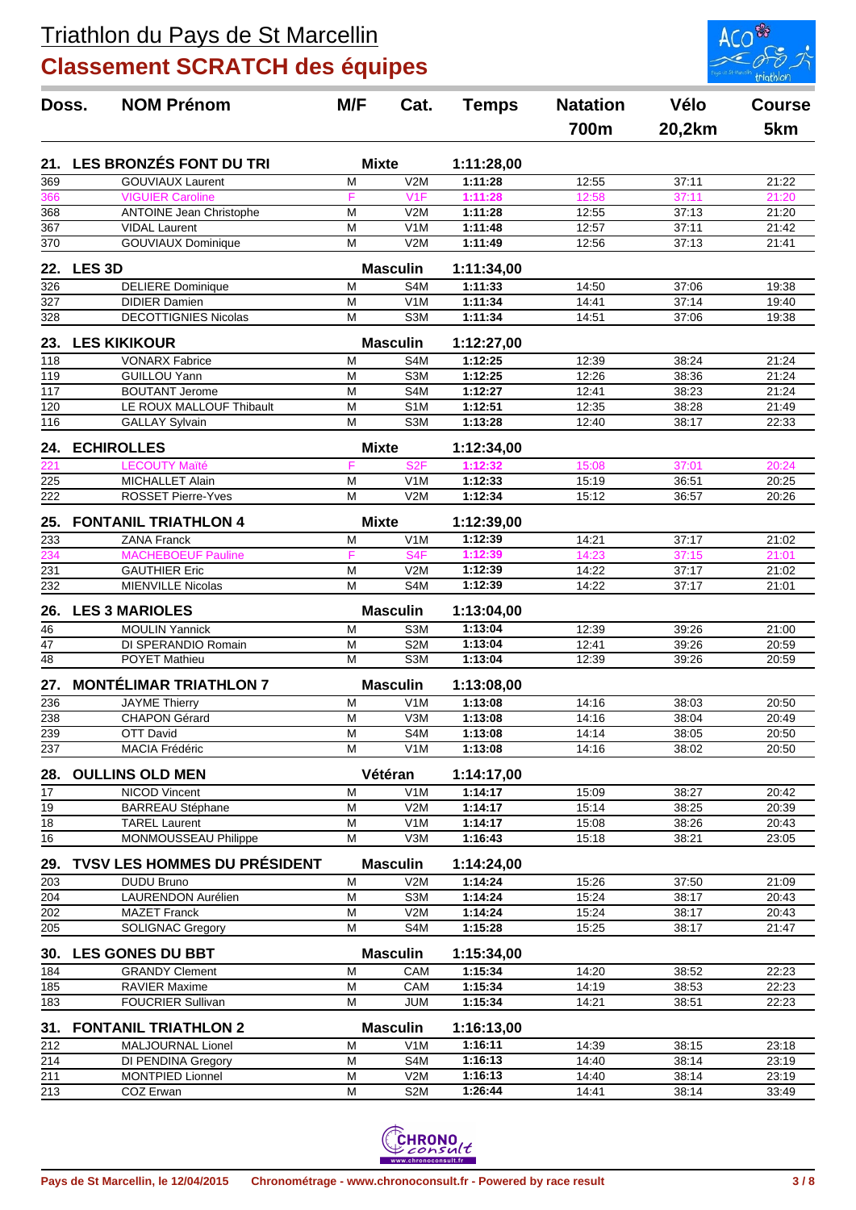# Triathlon du Pays de St Marcellin

## Classement SCRATCH des équipes

| Doss. | NOM Prénom | M/F | Cat. | Temps | Natation 700m | Vélo 20,2km | Course 5km |
|---|---|---|---|---|---|---|---|
| **21.** | **LES BRONZÉS FONT DU TRI** | **Mixte** | | **1:11:28,00** | | | |
| 369 | GOUVIAUX Laurent | M | V2M | 1:11:28 | 12:55 | 37:11 | 21:22 |
| 366 | VIGUIER Caroline | F | V1F | 1:11:28 | 12:58 | 37:11 | 21:20 |
| 368 | ANTOINE Jean Christophe | M | V2M | 1:11:28 | 12:55 | 37:13 | 21:20 |
| 367 | VIDAL Laurent | M | V1M | 1:11:48 | 12:57 | 37:11 | 21:42 |
| 370 | GOUVIAUX Dominique | M | V2M | 1:11:49 | 12:56 | 37:13 | 21:41 |
| **22.** | **LES 3D** | **Masculin** | | **1:11:34,00** | | | |
| 326 | DELIERE Dominique | M | S4M | 1:11:33 | 14:50 | 37:06 | 19:38 |
| 327 | DIDIER Damien | M | V1M | 1:11:34 | 14:41 | 37:14 | 19:40 |
| 328 | DECOTTIGNIES Nicolas | M | S3M | 1:11:34 | 14:51 | 37:06 | 19:38 |
| **23.** | **LES KIKIKOUR** | **Masculin** | | **1:12:27,00** | | | |
| 118 | VONARX Fabrice | M | S4M | 1:12:25 | 12:39 | 38:24 | 21:24 |
| 119 | GUILLOU Yann | M | S3M | 1:12:25 | 12:26 | 38:36 | 21:24 |
| 117 | BOUTANT Jerome | M | S4M | 1:12:27 | 12:41 | 38:23 | 21:24 |
| 120 | LE ROUX MALLOUF Thibault | M | S1M | 1:12:51 | 12:35 | 38:28 | 21:49 |
| 116 | GALLAY Sylvain | M | S3M | 1:13:28 | 12:40 | 38:17 | 22:33 |
| **24.** | **ECHIROLLES** | **Mixte** | | **1:12:34,00** | | | |
| 221 | LECOUTY Maïté | F | S2F | 1:12:32 | 15:08 | 37:01 | 20:24 |
| 225 | MICHALLET Alain | M | V1M | 1:12:33 | 15:19 | 36:51 | 20:25 |
| 222 | ROSSET Pierre-Yves | M | V2M | 1:12:34 | 15:12 | 36:57 | 20:26 |
| **25.** | **FONTANIL TRIATHLON 4** | **Mixte** | | **1:12:39,00** | | | |
| 233 | ZANA Franck | M | V1M | 1:12:39 | 14:21 | 37:17 | 21:02 |
| 234 | MACHEBOEUF Pauline | F | S4F | 1:12:39 | 14:23 | 37:15 | 21:01 |
| 231 | GAUTHIER Eric | M | V2M | 1:12:39 | 14:22 | 37:17 | 21:02 |
| 232 | MIENVILLE Nicolas | M | S4M | 1:12:39 | 14:22 | 37:17 | 21:01 |
| **26.** | **LES 3 MARIOLES** | **Masculin** | | **1:13:04,00** | | | |
| 46 | MOULIN Yannick | M | S3M | 1:13:04 | 12:39 | 39:26 | 21:00 |
| 47 | DI SPERANDIO Romain | M | S2M | 1:13:04 | 12:41 | 39:26 | 20:59 |
| 48 | POYET Mathieu | M | S3M | 1:13:04 | 12:39 | 39:26 | 20:59 |
| **27.** | **MONTÉLIMAR TRIATHLON 7** | **Masculin** | | **1:13:08,00** | | | |
| 236 | JAYME Thierry | M | V1M | 1:13:08 | 14:16 | 38:03 | 20:50 |
| 238 | CHAPON Gérard | M | V3M | 1:13:08 | 14:16 | 38:04 | 20:49 |
| 239 | OTT David | M | S4M | 1:13:08 | 14:14 | 38:05 | 20:50 |
| 237 | MACIA Frédéric | M | V1M | 1:13:08 | 14:16 | 38:02 | 20:50 |
| **28.** | **OULLINS OLD MEN** | **Vétéran** | | **1:14:17,00** | | | |
| 17 | NICOD Vincent | M | V1M | 1:14:17 | 15:09 | 38:27 | 20:42 |
| 19 | BARREAU Stéphane | M | V2M | 1:14:17 | 15:14 | 38:25 | 20:39 |
| 18 | TAREL Laurent | M | V1M | 1:14:17 | 15:08 | 38:26 | 20:43 |
| 16 | MONMOUSSEAU Philippe | M | V3M | 1:16:43 | 15:18 | 38:21 | 23:05 |
| **29.** | **TVSV LES HOMMES DU PRÉSIDENT** | **Masculin** | | **1:14:24,00** | | | |
| 203 | DUDU Bruno | M | V2M | 1:14:24 | 15:26 | 37:50 | 21:09 |
| 204 | LAURENDON Aurélien | M | S3M | 1:14:24 | 15:24 | 38:17 | 20:43 |
| 202 | MAZET Franck | M | V2M | 1:14:24 | 15:24 | 38:17 | 20:43 |
| 205 | SOLIGNAC Gregory | M | S4M | 1:15:28 | 15:25 | 38:17 | 21:47 |
| **30.** | **LES GONES DU BBT** | **Masculin** | | **1:15:34,00** | | | |
| 184 | GRANDY Clement | M | CAM | 1:15:34 | 14:20 | 38:52 | 22:23 |
| 185 | RAVIER Maxime | M | CAM | 1:15:34 | 14:19 | 38:53 | 22:23 |
| 183 | FOUCRIER Sullivan | M | JUM | 1:15:34 | 14:21 | 38:51 | 22:23 |
| **31.** | **FONTANIL TRIATHLON 2** | **Masculin** | | **1:16:13,00** | | | |
| 212 | MALJOURNAL Lionel | M | V1M | 1:16:11 | 14:39 | 38:15 | 23:18 |
| 214 | DI PENDINA Gregory | M | S4M | 1:16:13 | 14:40 | 38:14 | 23:19 |
| 211 | MONTPIED Lionnel | M | V2M | 1:16:13 | 14:40 | 38:14 | 23:19 |
| 213 | COZ Erwan | M | S2M | 1:26:44 | 14:41 | 38:14 | 33:49 |

Pays de St Marcellin, le 12/04/2015 Chronométrage - www.chronoconsult.fr - Powered by race result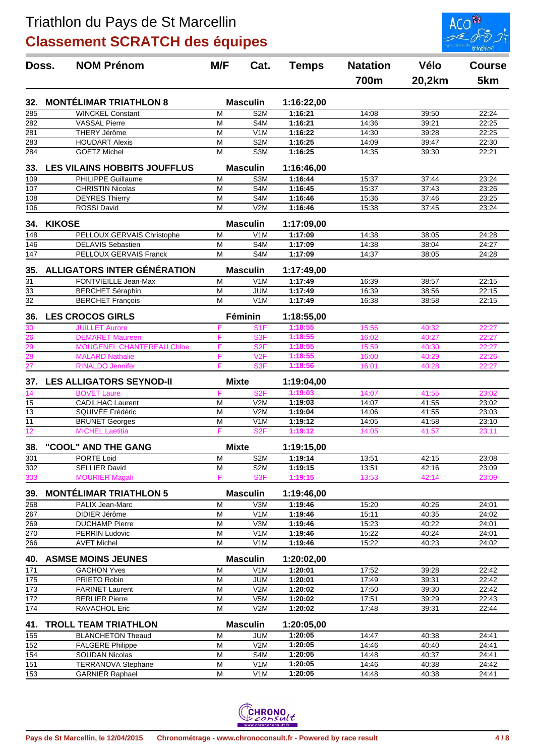# Triathlon du Pays de St Marcellin

## Classement SCRATCH des équipes

| Doss. | NOM Prénom | M/F | Cat. | Temps | Natation 700m | Vélo 20,2km | Course 5km |
|---|---|---|---|---|---|---|---|
| **32.** | **MONTÉLIMAR TRIATHLON 8** | | **Masculin** | **1:16:22,00** | | | |
| 285 | WINCKEL Constant | M | S2M | 1:16:21 | 14:08 | 39:50 | 22:24 |
| 282 | VASSAL Pierre | M | S4M | 1:16:21 | 14:36 | 39:21 | 22:25 |
| 281 | THERY Jérôme | M | V1M | 1:16:22 | 14:30 | 39:28 | 22:25 |
| 283 | HOUDART Alexis | M | S2M | 1:16:25 | 14:09 | 39:47 | 22:30 |
| 284 | GOETZ Michel | M | S3M | 1:16:25 | 14:35 | 39:30 | 22:21 |
| **33.** | **LES VILAINS HOBBITS JOUFFLUS** | | **Masculin** | **1:16:46,00** | | | |
| 109 | PHILIPPE Guillaume | M | S3M | 1:16:44 | 15:37 | 37:44 | 23:24 |
| 107 | CHRISTIN Nicolas | M | S4M | 1:16:45 | 15:37 | 37:43 | 23:26 |
| 108 | DEYRES Thierry | M | S4M | 1:16:46 | 15:36 | 37:46 | 23:25 |
| 106 | ROSSI David | M | V2M | 1:16:46 | 15:38 | 37:45 | 23:24 |
| **34.** | **KIKOSE** | | **Masculin** | **1:17:09,00** | | | |
| 148 | PELLOUX GERVAIS Christophe | M | V1M | 1:17:09 | 14:38 | 38:05 | 24:28 |
| 146 | DELAVIS Sebastien | M | S4M | 1:17:09 | 14:38 | 38:04 | 24:27 |
| 147 | PELLOUX GERVAIS Franck | M | S4M | 1:17:09 | 14:37 | 38:05 | 24:28 |
| **35.** | **ALLIGATORS INTER GÉNÉRATION** | | **Masculin** | **1:17:49,00** | | | |
| 31 | FONTVIEILLE Jean-Max | M | V1M | 1:17:49 | 16:39 | 38:57 | 22:15 |
| 33 | BERCHET Séraphin | M | JUM | 1:17:49 | 16:39 | 38:56 | 22:15 |
| 32 | BERCHET François | M | V1M | 1:17:49 | 16:38 | 38:58 | 22:15 |
| **36.** | **LES CROCOS GIRLS** | | **Féminin** | **1:18:55,00** | | | |
| 30 | JUILLET Aurore | F | S1F | 1:18:55 | 15:56 | 40:32 | 22:27 |
| 26 | DEMARET Maureen | F | S3F | 1:18:55 | 16:02 | 40:27 | 22:27 |
| 29 | MOUGENEL CHANTEREAU Chloe | F | S2F | 1:18:55 | 15:59 | 40:30 | 22:27 |
| 28 | MALARD Nathalie | F | V2F | 1:18:55 | 16:00 | 40:29 | 22:26 |
| 27 | RINALDO Jennifer | F | S3F | 1:18:56 | 16:01 | 40:28 | 22:27 |
| **37.** | **LES ALLIGATORS SEYNOD-II** | | **Mixte** | **1:19:04,00** | | | |
| 14 | BOVET Laure | F | S2F | 1:19:03 | 14:07 | 41:55 | 23:02 |
| 15 | CADILHAC Laurent | M | V2M | 1:19:03 | 14:07 | 41:55 | 23:02 |
| 13 | SQUIVÉE Frédéric | M | V2M | 1:19:04 | 14:06 | 41:55 | 23:03 |
| 11 | BRUNET Georges | M | V1M | 1:19:12 | 14:05 | 41:58 | 23:10 |
| 12 | MICHEL Laetitia | F | S2F | 1:19:12 | 14:05 | 41:57 | 23:11 |
| **38.** | **"COOL" AND THE GANG** | | **Mixte** | **1:19:15,00** | | | |
| 301 | PORTE Loid | M | S2M | 1:19:14 | 13:51 | 42:15 | 23:08 |
| 302 | SELLIER David | M | S2M | 1:19:15 | 13:51 | 42:16 | 23:09 |
| 303 | MOURIER Magali | F | S3F | 1:19:15 | 13:53 | 42:14 | 23:09 |
| **39.** | **MONTÉLIMAR TRIATHLON 5** | | **Masculin** | **1:19:46,00** | | | |
| 268 | PALIX Jean-Marc | M | V3M | 1:19:46 | 15:20 | 40:26 | 24:01 |
| 267 | DIDIER Jérôme | M | V1M | 1:19:46 | 15:11 | 40:35 | 24:02 |
| 269 | DUCHAMP Pierre | M | V3M | 1:19:46 | 15:23 | 40:22 | 24:01 |
| 270 | PERRIN Ludovic | M | V1M | 1:19:46 | 15:22 | 40:24 | 24:01 |
| 266 | AVET Michel | M | V1M | 1:19:46 | 15:22 | 40:23 | 24:02 |
| **40.** | **ASMSE MOINS JEUNES** | | **Masculin** | **1:20:02,00** | | | |
| 171 | GACHON Yves | M | V1M | 1:20:01 | 17:52 | 39:28 | 22:42 |
| 175 | PRIETO Robin | M | JUM | 1:20:01 | 17:49 | 39:31 | 22:42 |
| 173 | FARINET Laurent | M | V2M | 1:20:02 | 17:50 | 39:30 | 22:42 |
| 172 | BERLIER Pierre | M | V5M | 1:20:02 | 17:51 | 39:29 | 22:43 |
| 174 | RAVACHOL Eric | M | V2M | 1:20:02 | 17:48 | 39:31 | 22:44 |
| **41.** | **TROLL TEAM TRIATHLON** | | **Masculin** | **1:20:05,00** | | | |
| 155 | BLANCHETON Theaud | M | JUM | 1:20:05 | 14:47 | 40:38 | 24:41 |
| 152 | FALGERE Philippe | M | V2M | 1:20:05 | 14:46 | 40:40 | 24:41 |
| 154 | SOUDAN Nicolas | M | S4M | 1:20:05 | 14:48 | 40:37 | 24:41 |
| 151 | TERRANOVA Stephane | M | V1M | 1:20:05 | 14:46 | 40:38 | 24:42 |
| 153 | GARNIER Raphael | M | V1M | 1:20:05 | 14:48 | 40:38 | 24:41 |

Pays de St Marcellin, le 12/04/2015 — Chronométrage - www.chronoconsult.fr - Powered by race result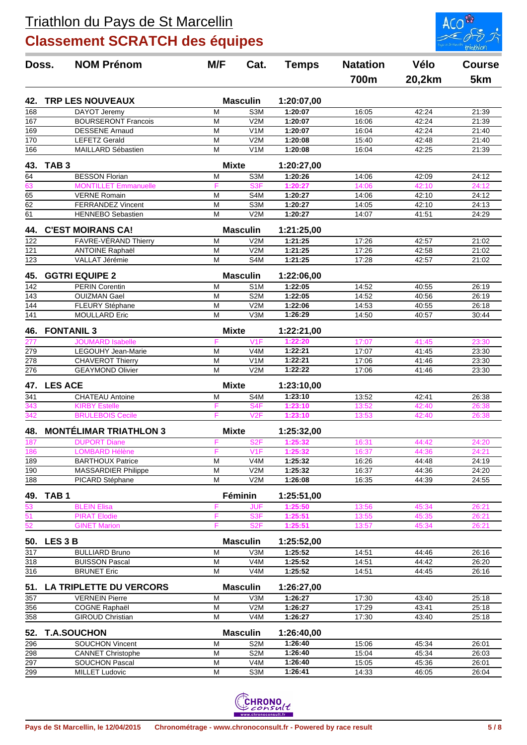# Triathlon du Pays de St Marcellin

## Classement SCRATCH des équipes

| Doss. | NOM Prénom | M/F | Cat. | Temps | Natation 700m | Vélo 20,2km | Course 5km |
|---|---|---|---|---|---|---|---|
| **42.** | **TRP LES NOUVEAUX** | | **Masculin** | **1:20:07,00** | | | |
| 168 | DAYOT Jeremy | M | S3M | 1:20:07 | 16:05 | 42:24 | 21:39 |
| 167 | BOURSERONT Francois | M | V2M | 1:20:07 | 16:06 | 42:24 | 21:39 |
| 169 | DESSENE Arnaud | M | V1M | 1:20:07 | 16:04 | 42:24 | 21:40 |
| 170 | LEFETZ Gerald | M | V2M | 1:20:08 | 15:40 | 42:48 | 21:40 |
| 166 | MAILLARD Sébastien | M | V1M | 1:20:08 | 16:04 | 42:25 | 21:39 |
| **43.** | **TAB 3** | | **Mixte** | **1:20:27,00** | | | |
| 64 | BESSON Florian | M | S3M | 1:20:26 | 14:06 | 42:09 | 24:12 |
| 63 | MONTILLET Emmanuelle | F | S3F | 1:20:27 | 14:06 | 42:10 | 24:12 |
| 65 | VERNE Romain | M | S4M | 1:20:27 | 14:06 | 42:10 | 24:12 |
| 62 | FERRANDEZ Vincent | M | S3M | 1:20:27 | 14:05 | 42:10 | 24:13 |
| 61 | HENNEBO Sebastien | M | V2M | 1:20:27 | 14:07 | 41:51 | 24:29 |
| **44.** | **C'EST MOIRANS CA!** | | **Masculin** | **1:21:25,00** | | | |
| 122 | FAVRE-VÉRAND Thierry | M | V2M | 1:21:25 | 17:26 | 42:57 | 21:02 |
| 121 | ANTOINE Raphaël | M | V2M | 1:21:25 | 17:26 | 42:58 | 21:02 |
| 123 | VALLAT Jérémie | M | S4M | 1:21:25 | 17:28 | 42:57 | 21:02 |
| **45.** | **GGTRI EQUIPE 2** | | **Masculin** | **1:22:06,00** | | | |
| 142 | PERIN Corentin | M | S1M | 1:22:05 | 14:52 | 40:55 | 26:19 |
| 143 | OUIZMAN Gael | M | S2M | 1:22:05 | 14:52 | 40:56 | 26:19 |
| 144 | FLEURY Stéphane | M | V2M | 1:22:06 | 14:53 | 40:55 | 26:18 |
| 141 | MOULLARD Eric | M | V3M | 1:26:29 | 14:50 | 40:57 | 30:44 |
| **46.** | **FONTANIL 3** | | **Mixte** | **1:22:21,00** | | | |
| 277 | JOUMARD Isabelle | F | V1F | 1:22:20 | 17:07 | 41:45 | 23:30 |
| 279 | LEGOUHY Jean-Marie | M | V4M | 1:22:21 | 17:07 | 41:45 | 23:30 |
| 278 | CHAVEROT Thierry | M | V1M | 1:22:21 | 17:06 | 41:46 | 23:30 |
| 276 | GEAYMOND Olivier | M | V2M | 1:22:22 | 17:06 | 41:46 | 23:30 |
| **47.** | **LES ACE** | | **Mixte** | **1:23:10,00** | | | |
| 341 | CHATEAU Antoine | M | S4M | 1:23:10 | 13:52 | 42:41 | 26:38 |
| 343 | KIRBY Estelle | F | S4F | 1:23:10 | 13:52 | 42:40 | 26:38 |
| 342 | BRULEBOIS Cecile | F | V2F | 1:23:10 | 13:53 | 42:40 | 26:38 |
| **48.** | **MONTÉLIMAR TRIATHLON 3** | | **Mixte** | **1:25:32,00** | | | |
| 187 | DUPORT Diane | F | S2F | 1:25:32 | 16:31 | 44:42 | 24:20 |
| 186 | LOMBARD Hélène | F | V1F | 1:25:32 | 16:37 | 44:36 | 24:21 |
| 189 | BARTHOUX Patrice | M | V4M | 1:25:32 | 16:26 | 44:48 | 24:19 |
| 190 | MASSARDIER Philippe | M | V2M | 1:25:32 | 16:37 | 44:36 | 24:20 |
| 188 | PICARD Stéphane | M | V2M | 1:26:08 | 16:35 | 44:39 | 24:55 |
| **49.** | **TAB 1** | | **Féminin** | **1:25:51,00** | | | |
| 53 | BLEIN Elisa | F | JUF | 1:25:50 | 13:56 | 45:34 | 26:21 |
| 51 | PIRAT Elodie | F | S3F | 1:25:51 | 13:55 | 45:35 | 26:21 |
| 52 | GINET Marion | F | S2F | 1:25:51 | 13:57 | 45:34 | 26:21 |
| **50.** | **LES 3 B** | | **Masculin** | **1:25:52,00** | | | |
| 317 | BULLIARD Bruno | M | V3M | 1:25:52 | 14:51 | 44:46 | 26:16 |
| 318 | BUISSON Pascal | M | V4M | 1:25:52 | 14:51 | 44:42 | 26:20 |
| 316 | BRUNET Eric | M | V4M | 1:25:52 | 14:51 | 44:45 | 26:16 |
| **51.** | **LA TRIPLETTE DU VERCORS** | | **Masculin** | **1:26:27,00** | | | |
| 357 | VERNEIN Pierre | M | V3M | 1:26:27 | 17:30 | 43:40 | 25:18 |
| 356 | COGNE Raphaël | M | V2M | 1:26:27 | 17:29 | 43:41 | 25:18 |
| 358 | GIROUD Christian | M | V4M | 1:26:27 | 17:30 | 43:40 | 25:18 |
| **52.** | **T.A.SOUCHON** | | **Masculin** | **1:26:40,00** | | | |
| 296 | SOUCHON Vincent | M | S2M | 1:26:40 | 15:06 | 45:34 | 26:01 |
| 298 | CANNET Christophe | M | S2M | 1:26:40 | 15:04 | 45:34 | 26:03 |
| 297 | SOUCHON Pascal | M | V4M | 1:26:40 | 15:05 | 45:36 | 26:01 |
| 299 | MILLET Ludovic | M | S3M | 1:26:41 | 14:33 | 46:05 | 26:04 |

Pays de St Marcellin, le 12/04/2015 — Chronométrage - www.chronoconsult.fr - Powered by race result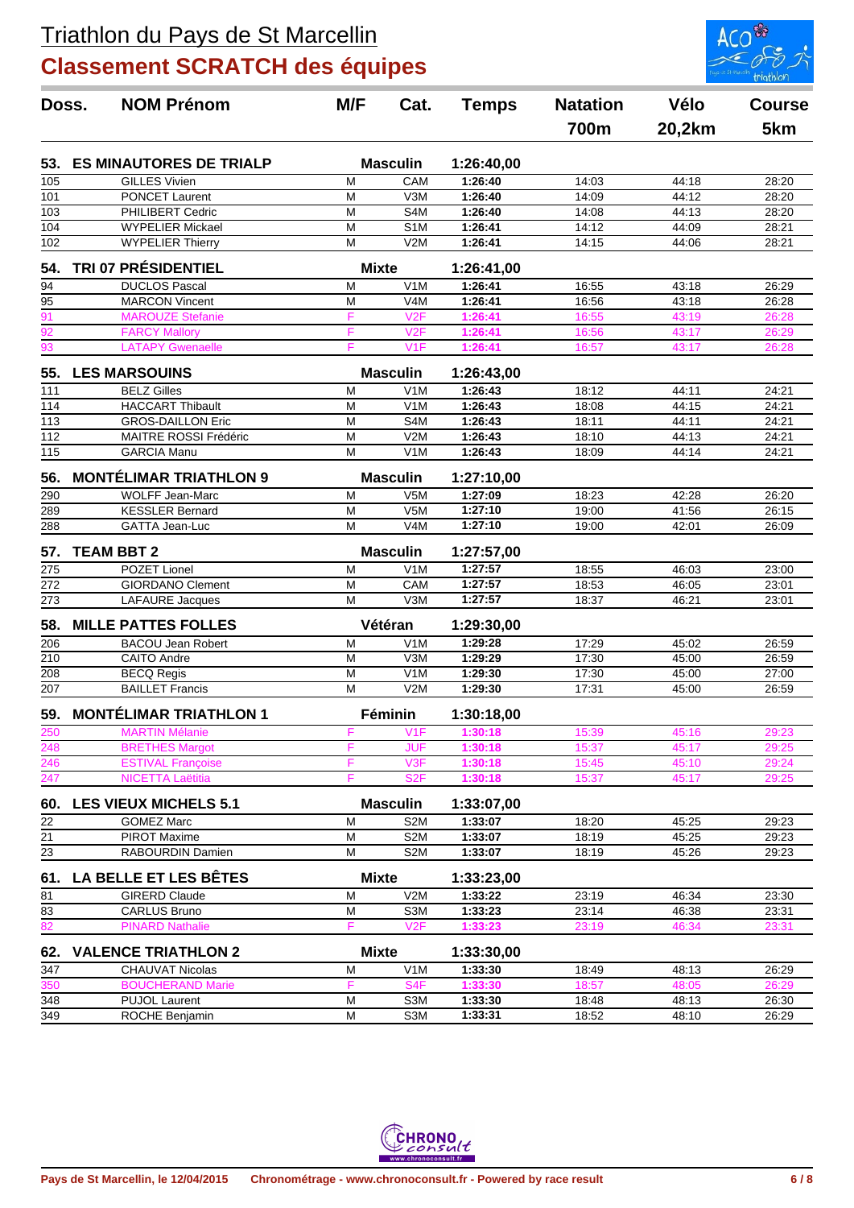# Triathlon du Pays de St Marcellin

## Classement SCRATCH des équipes

| Doss. | NOM Prénom | M/F | Cat. | Temps | Natation 700m | Vélo 20,2km | Course 5km |
|---|---|---|---|---|---|---|---|
| **53.** | **ES MINAUTORES DE TRIALP** | | **Masculin** | **1:26:40,00** | | | |
| 105 | GILLES Vivien | M | CAM | 1:26:40 | 14:03 | 44:18 | 28:20 |
| 101 | PONCET Laurent | M | V3M | 1:26:40 | 14:09 | 44:12 | 28:20 |
| 103 | PHILIBERT Cedric | M | S4M | 1:26:40 | 14:08 | 44:13 | 28:20 |
| 104 | WYPELIER Mickael | M | S1M | 1:26:41 | 14:12 | 44:09 | 28:21 |
| 102 | WYPELIER Thierry | M | V2M | 1:26:41 | 14:15 | 44:06 | 28:21 |
| **54.** | **TRI 07 PRÉSIDENTIEL** | | **Mixte** | **1:26:41,00** | | | |
| 94 | DUCLOS Pascal | M | V1M | 1:26:41 | 16:55 | 43:18 | 26:29 |
| 95 | MARCON Vincent | M | V4M | 1:26:41 | 16:56 | 43:18 | 26:28 |
| 91 | MAROUZE Stefanie | F | V2F | 1:26:41 | 16:55 | 43:19 | 26:28 |
| 92 | FARCY Mallory | F | V2F | 1:26:41 | 16:56 | 43:17 | 26:29 |
| 93 | LATAPY Gwenaelle | F | V1F | 1:26:41 | 16:57 | 43:17 | 26:28 |
| **55.** | **LES MARSOUINS** | | **Masculin** | **1:26:43,00** | | | |
| 111 | BELZ Gilles | M | V1M | 1:26:43 | 18:12 | 44:11 | 24:21 |
| 114 | HACCART Thibault | M | V1M | 1:26:43 | 18:08 | 44:15 | 24:21 |
| 113 | GROS-DAILLON Eric | M | S4M | 1:26:43 | 18:11 | 44:11 | 24:21 |
| 112 | MAITRE ROSSI Frédéric | M | V2M | 1:26:43 | 18:10 | 44:13 | 24:21 |
| 115 | GARCIA Manu | M | V1M | 1:26:43 | 18:09 | 44:14 | 24:21 |
| **56.** | **MONTÉLIMAR TRIATHLON 9** | | **Masculin** | **1:27:10,00** | | | |
| 290 | WOLFF Jean-Marc | M | V5M | 1:27:09 | 18:23 | 42:28 | 26:20 |
| 289 | KESSLER Bernard | M | V5M | 1:27:10 | 19:00 | 41:56 | 26:15 |
| 288 | GATTA Jean-Luc | M | V4M | 1:27:10 | 19:00 | 42:01 | 26:09 |
| **57.** | **TEAM BBT 2** | | **Masculin** | **1:27:57,00** | | | |
| 275 | POZET Lionel | M | V1M | 1:27:57 | 18:55 | 46:03 | 23:00 |
| 272 | GIORDANO Clement | M | CAM | 1:27:57 | 18:53 | 46:05 | 23:01 |
| 273 | LAFAURE Jacques | M | V3M | 1:27:57 | 18:37 | 46:21 | 23:01 |
| **58.** | **MILLE PATTES FOLLES** | | **Vétéran** | **1:29:30,00** | | | |
| 206 | BACOU Jean Robert | M | V1M | 1:29:28 | 17:29 | 45:02 | 26:59 |
| 210 | CAITO Andre | M | V3M | 1:29:29 | 17:30 | 45:00 | 26:59 |
| 208 | BECQ Regis | M | V1M | 1:29:30 | 17:30 | 45:00 | 27:00 |
| 207 | BAILLET Francis | M | V2M | 1:29:30 | 17:31 | 45:00 | 26:59 |
| **59.** | **MONTÉLIMAR TRIATHLON 1** | | **Féminin** | **1:30:18,00** | | | |
| 250 | MARTIN Mélanie | F | V1F | 1:30:18 | 15:39 | 45:16 | 29:23 |
| 248 | BRETHES Margot | F | JUF | 1:30:18 | 15:37 | 45:17 | 29:25 |
| 246 | ESTIVAL Françoise | F | V3F | 1:30:18 | 15:45 | 45:10 | 29:24 |
| 247 | NICETTA Laëtitia | F | S2F | 1:30:18 | 15:37 | 45:17 | 29:25 |
| **60.** | **LES VIEUX MICHELS 5.1** | | **Masculin** | **1:33:07,00** | | | |
| 22 | GOMEZ Marc | M | S2M | 1:33:07 | 18:20 | 45:25 | 29:23 |
| 21 | PIROT Maxime | M | S2M | 1:33:07 | 18:19 | 45:25 | 29:23 |
| 23 | RABOURDIN Damien | M | S2M | 1:33:07 | 18:19 | 45:26 | 29:23 |
| **61.** | **LA BELLE ET LES BÊTES** | | **Mixte** | **1:33:23,00** | | | |
| 81 | GIRERD Claude | M | V2M | 1:33:22 | 23:19 | 46:34 | 23:30 |
| 83 | CARLUS Bruno | M | S3M | 1:33:23 | 23:14 | 46:38 | 23:31 |
| 82 | PINARD Nathalie | F | V2F | 1:33:23 | 23:19 | 46:34 | 23:31 |
| **62.** | **VALENCE TRIATHLON 2** | | **Mixte** | **1:33:30,00** | | | |
| 347 | CHAUVAT Nicolas | M | V1M | 1:33:30 | 18:49 | 48:13 | 26:29 |
| 350 | BOUCHERAND Marie | F | S4F | 1:33:30 | 18:57 | 48:05 | 26:29 |
| 348 | PUJOL Laurent | M | S3M | 1:33:30 | 18:48 | 48:13 | 26:30 |
| 349 | ROCHE Benjamin | M | S3M | 1:33:31 | 18:52 | 48:10 | 26:29 |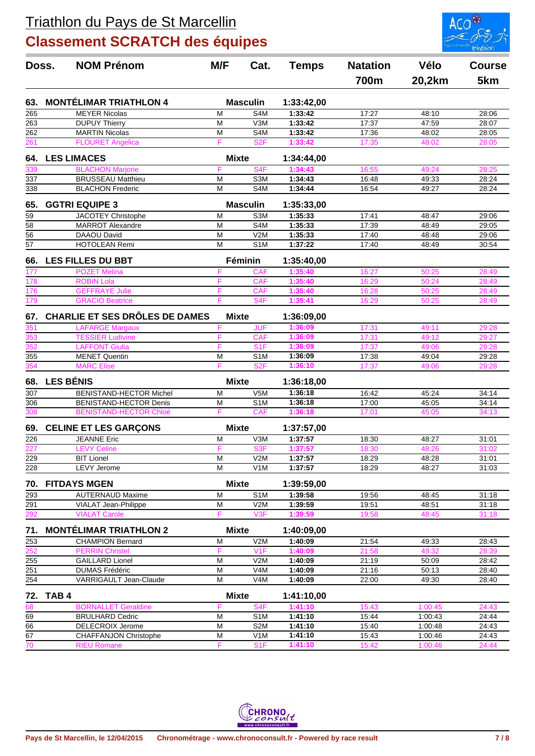# Triathlon du Pays de St Marcellin

## Classement SCRATCH des équipes

| Doss. | NOM Prénom | M/F | Cat. | Temps | Natation 700m | Vélo 20,2km | Course 5km |
|---|---|---|---|---|---|---|---|
| **63.** | **MONTÉLIMAR TRIATHLON 4** | | **Masculin** | **1:33:42,00** | | | |
| 265 | MEYER Nicolas | M | S4M | 1:33:42 | 17:27 | 48:10 | 28:06 |
| 263 | DUPUY Thierry | M | V3M | 1:33:42 | 17:37 | 47:59 | 28:07 |
| 262 | MARTIN Nicolas | M | S4M | 1:33:42 | 17:36 | 48:02 | 28:05 |
| 261 | FLOURET Angelica | F | S2F | 1:33:42 | 17:35 | 48:02 | 28:05 |
| **64.** | **LES LIMACES** | | **Mixte** | **1:34:44,00** | | | |
| 339 | BLACHON Marjorie | F | S4F | 1:34:43 | 16:55 | 49:24 | 28:25 |
| 337 | BRUSSEAU Matthieu | M | S3M | 1:34:43 | 16:48 | 49:33 | 28:24 |
| 338 | BLACHON Frederic | M | S4M | 1:34:44 | 16:54 | 49:27 | 28:24 |
| **65.** | **GGTRI EQUIPE 3** | | **Masculin** | **1:35:33,00** | | | |
| 59 | JACOTEY Christophe | M | S3M | 1:35:33 | 17:41 | 48:47 | 29:06 |
| 58 | MARROT Alexandre | M | S4M | 1:35:33 | 17:39 | 48:49 | 29:05 |
| 56 | DAAOU David | M | V2M | 1:35:33 | 17:40 | 48:48 | 29:06 |
| 57 | HOTOLEAN Remi | M | S1M | 1:37:22 | 17:40 | 48:49 | 30:54 |
| **66.** | **LES FILLES DU BBT** | | **Féminin** | **1:35:40,00** | | | |
| 177 | POZET Melina | F | CAF | 1:35:40 | 16:27 | 50:25 | 28:49 |
| 178 | ROBIN Lola | F | CAF | 1:35:40 | 16:29 | 50:24 | 28:49 |
| 176 | GEFFRAYE Julie | F | CAF | 1:35:40 | 16:28 | 50:25 | 28:49 |
| 179 | GRACIO Beatrice | F | S4F | 1:35:41 | 16:29 | 50:25 | 28:49 |
| **67.** | **CHARLIE ET SES DRÔLES DE DAMES** | | **Mixte** | **1:36:09,00** | | | |
| 351 | LAFARGE Margaux | F | JUF | 1:36:09 | 17:31 | 49:11 | 29:28 |
| 353 | TESSIER Ludivine | F | CAF | 1:36:09 | 17:31 | 49:12 | 29:27 |
| 352 | LAFFONT Giulia | F | S1F | 1:36:09 | 17:37 | 49:06 | 29:28 |
| 355 | MENET Quentin | M | S1M | 1:36:09 | 17:38 | 49:04 | 29:28 |
| 354 | MARC Elise | F | S2F | 1:36:10 | 17:37 | 49:06 | 29:28 |
| **68.** | **LES BÉNIS** | | **Mixte** | **1:36:18,00** | | | |
| 307 | BENISTAND-HECTOR Michel | M | V5M | 1:36:18 | 16:42 | 45:24 | 34:14 |
| 306 | BENISTAND-HECTOR Denis | M | S1M | 1:36:18 | 17:00 | 45:05 | 34:14 |
| 308 | BENISTAND-HECTOR Chloé | F | CAF | 1:36:18 | 17:01 | 45:05 | 34:13 |
| **69.** | **CELINE ET LES GARÇONS** | | **Mixte** | **1:37:57,00** | | | |
| 226 | JEANNE Eric | M | V3M | 1:37:57 | 18:30 | 48:27 | 31:01 |
| 227 | LEVY Celine | F | S3F | 1:37:57 | 18:30 | 48:26 | 31:02 |
| 229 | BIT Lionel | M | V2M | 1:37:57 | 18:29 | 48:28 | 31:01 |
| 228 | LEVY Jerome | M | V1M | 1:37:57 | 18:29 | 48:27 | 31:03 |
| **70.** | **FITDAYS MGEN** | | **Mixte** | **1:39:59,00** | | | |
| 293 | AUTERNAUD Maxime | M | S1M | 1:39:58 | 19:56 | 48:45 | 31:18 |
| 291 | VIALAT Jean-Philippe | M | V2M | 1:39:59 | 19:51 | 48:51 | 31:18 |
| 292 | VIALAT Carole | F | V3F | 1:39:59 | 19:58 | 48:45 | 31:18 |
| **71.** | **MONTÉLIMAR TRIATHLON 2** | | **Mixte** | **1:40:09,00** | | | |
| 253 | CHAMPION Bernard | M | V2M | 1:40:09 | 21:54 | 49:33 | 28:43 |
| 252 | PERRIN Christel | F | V1F | 1:40:09 | 21:58 | 49:32 | 28:39 |
| 255 | GAILLARD Lionel | M | V2M | 1:40:09 | 21:19 | 50:09 | 28:42 |
| 251 | DUMAS Frédéric | M | V4M | 1:40:09 | 21:16 | 50:13 | 28:40 |
| 254 | VARRIGAULT Jean-Claude | M | V4M | 1:40:09 | 22:00 | 49:30 | 28:40 |
| **72.** | **TAB 4** | | **Mixte** | **1:41:10,00** | | | |
| 68 | BORNALLET Geraldine | F | S4F | 1:41:10 | 15:43 | 1:00:45 | 24:43 |
| 69 | BRULHARD Cedric | M | S1M | 1:41:10 | 15:44 | 1:00:43 | 24:44 |
| 66 | DELECROIX Jerome | M | S2M | 1:41:10 | 15:40 | 1:00:48 | 24:43 |
| 67 | CHAFFANJON Christophe | M | V1M | 1:41:10 | 15:43 | 1:00:46 | 24:43 |
| 70 | RIEU Romane | F | S1F | 1:41:10 | 15:42 | 1:00:46 | 24:44 |

Pays de St Marcellin, le 12/04/2015 — Chronométrage - www.chronoconsult.fr - Powered by race result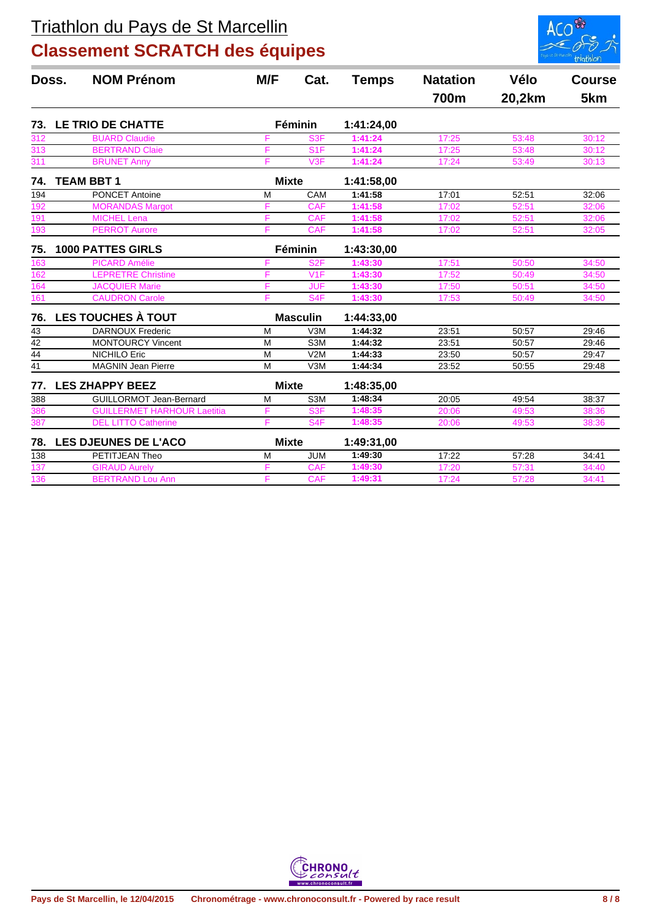# Triathlon du Pays de St Marcellin

## Classement SCRATCH des équipes

| Doss. | NOM Prénom | M/F | Cat. | Temps | Natation 700m | Vélo 20,2km | Course 5km |
|---|---|---|---|---|---|---|---|
| **73.** | **LE TRIO DE CHATTE** | | **Féminin** | **1:41:24,00** | | | |
| 312 | BUARD Claudie | F | S3F | 1:41:24 | 17:25 | 53:48 | 30:12 |
| 313 | BERTRAND Claie | F | S1F | 1:41:24 | 17:25 | 53:48 | 30:12 |
| 311 | BRUNET Anny | F | V3F | 1:41:24 | 17:24 | 53:49 | 30:13 |
| **74.** | **TEAM BBT 1** | | **Mixte** | **1:41:58,00** | | | |
| 194 | PONCET Antoine | M | CAM | 1:41:58 | 17:01 | 52:51 | 32:06 |
| 192 | MORANDAS Margot | F | CAF | 1:41:58 | 17:02 | 52:51 | 32:06 |
| 191 | MICHEL Lena | F | CAF | 1:41:58 | 17:02 | 52:51 | 32:06 |
| 193 | PERROT Aurore | F | CAF | 1:41:58 | 17:02 | 52:51 | 32:05 |
| **75.** | **1000 PATTES GIRLS** | | **Féminin** | **1:43:30,00** | | | |
| 163 | PICARD Amélie | F | S2F | 1:43:30 | 17:51 | 50:50 | 34:50 |
| 162 | LEPRETRE Christine | F | V1F | 1:43:30 | 17:52 | 50:49 | 34:50 |
| 164 | JACQUIER Marie | F | JUF | 1:43:30 | 17:50 | 50:51 | 34:50 |
| 161 | CAUDRON Carole | F | S4F | 1:43:30 | 17:53 | 50:49 | 34:50 |
| **76.** | **LES TOUCHES À TOUT** | | **Masculin** | **1:44:33,00** | | | |
| 43 | DARNOUX Frederic | M | V3M | 1:44:32 | 23:51 | 50:57 | 29:46 |
| 42 | MONTOURCY Vincent | M | S3M | 1:44:32 | 23:51 | 50:57 | 29:46 |
| 44 | NICHILO Eric | M | V2M | 1:44:33 | 23:50 | 50:57 | 29:47 |
| 41 | MAGNIN Jean Pierre | M | V3M | 1:44:34 | 23:52 | 50:55 | 29:48 |
| **77.** | **LES ZHAPPY BEEZ** | | **Mixte** | **1:48:35,00** | | | |
| 388 | GUILLORMOT Jean-Bernard | M | S3M | 1:48:34 | 20:05 | 49:54 | 38:37 |
| 386 | GUILLERMET HARHOUR Laetitia | F | S3F | 1:48:35 | 20:06 | 49:53 | 38:36 |
| 387 | DEL LITTO Catherine | F | S4F | 1:48:35 | 20:06 | 49:53 | 38:36 |
| **78.** | **LES DJEUNES DE L'ACO** | | **Mixte** | **1:49:31,00** | | | |
| 138 | PETITJEAN Theo | M | JUM | 1:49:30 | 17:22 | 57:28 | 34:41 |
| 137 | GIRAUD Aurely | F | CAF | 1:49:30 | 17:20 | 57:31 | 34:40 |
| 136 | BERTRAND Lou Ann | F | CAF | 1:49:31 | 17:24 | 57:28 | 34:41 |

Pays de St Marcellin, le 12/04/2015 Chronométrage - www.chronoconsult.fr - Powered by race result